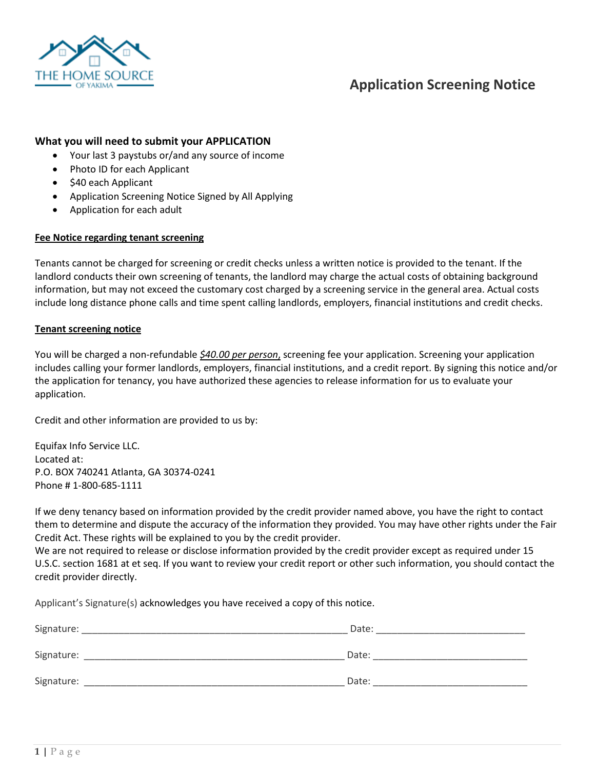THE HOME SOURCE
OF YAKIMA

# Application Screening Notice

### What you will need to submit your APPLICATION

- Your last 3 paystubs or/and any source of income
- Photo ID for each Applicant
- $40 each Applicant
- Application Screening Notice Signed by All Applying
- Application for each adult

**Fee Notice regarding tenant screening**

Tenants cannot be charged for screening or credit checks unless a written notice is provided to the tenant. If the landlord conducts their own screening of tenants, the landlord may charge the actual costs of obtaining background information, but may not exceed the customary cost charged by a screening service in the general area. Actual costs include long distance phone calls and time spent calling landlords, employers, financial institutions and credit checks.

**Tenant screening notice**

You will be charged a non-refundable *$40.00 per person*, screening fee your application. Screening your application includes calling your former landlords, employers, financial institutions, and a credit report. By signing this notice and/or the application for tenancy, you have authorized these agencies to release information for us to evaluate your application.

Credit and other information are provided to us by:

Equifax Info Service LLC.
Located at:
P.O. BOX 740241 Atlanta, GA 30374-0241
Phone # 1-800-685-1111

If we deny tenancy based on information provided by the credit provider named above, you have the right to contact them to determine and dispute the accuracy of the information they provided. You may have other rights under the Fair Credit Act. These rights will be explained to you by the credit provider.
We are not required to release or disclose information provided by the credit provider except as required under 15 U.S.C. section 1681 at et seq. If you want to review your credit report or other such information, you should contact the credit provider directly.

Applicant's Signature(s) acknowledges you have received a copy of this notice.

Signature: ____________________________________________ Date: ________________________

Signature: ____________________________________________ Date: ________________________

Signature: ____________________________________________ Date: ________________________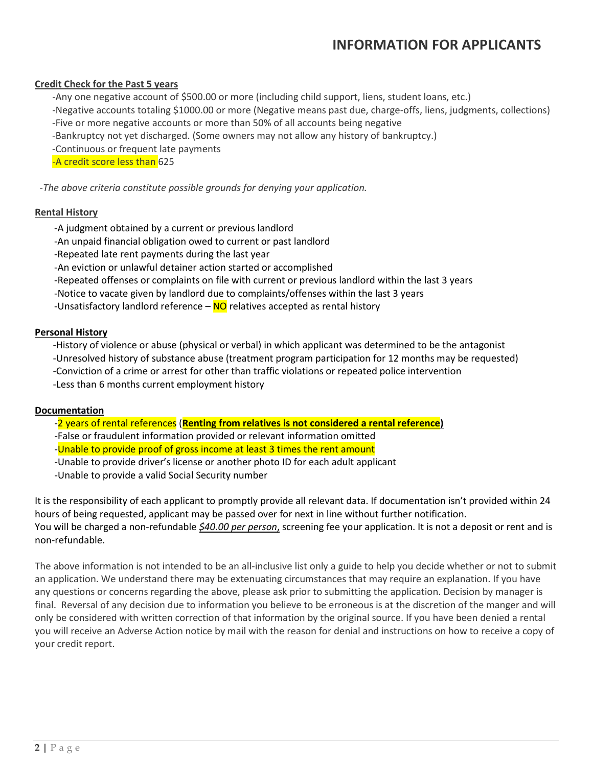# INFORMATION FOR APPLICANTS

**Credit Check for the Past 5 years**

- -Any one negative account of $500.00 or more (including child support, liens, student loans, etc.)
- -Negative accounts totaling $1000.00 or more (Negative means past due, charge-offs, liens, judgments, collections)
- -Five or more negative accounts or more than 50% of all accounts being negative
- -Bankruptcy not yet discharged. (Some owners may not allow any history of bankruptcy.)
- -Continuous or frequent late payments
- -A credit score less than 625

*-The above criteria constitute possible grounds for denying your application.*

**Rental History**

- -A judgment obtained by a current or previous landlord
- -An unpaid financial obligation owed to current or past landlord
- -Repeated late rent payments during the last year
- -An eviction or unlawful detainer action started or accomplished
- -Repeated offenses or complaints on file with current or previous landlord within the last 3 years
- -Notice to vacate given by landlord due to complaints/offenses within the last 3 years
- -Unsatisfactory landlord reference – NO relatives accepted as rental history

**Personal History**

- -History of violence or abuse (physical or verbal) in which applicant was determined to be the antagonist
- -Unresolved history of substance abuse (treatment program participation for 12 months may be requested)
- -Conviction of a crime or arrest for other than traffic violations or repeated police intervention
- -Less than 6 months current employment history

**Documentation**

- -2 years of rental references (**Renting from relatives is not considered a rental reference)**
- -False or fraudulent information provided or relevant information omitted
- -Unable to provide proof of gross income at least 3 times the rent amount
- -Unable to provide driver's license or another photo ID for each adult applicant
- -Unable to provide a valid Social Security number

It is the responsibility of each applicant to promptly provide all relevant data. If documentation isn't provided within 24 hours of being requested, applicant may be passed over for next in line without further notification.
You will be charged a non-refundable *$40.00 per person*, screening fee your application. It is not a deposit or rent and is non-refundable.

The above information is not intended to be an all-inclusive list only a guide to help you decide whether or not to submit an application. We understand there may be extenuating circumstances that may require an explanation. If you have any questions or concerns regarding the above, please ask prior to submitting the application. Decision by manager is final. Reversal of any decision due to information you believe to be erroneous is at the discretion of the manger and will only be considered with written correction of that information by the original source. If you have been denied a rental you will receive an Adverse Action notice by mail with the reason for denial and instructions on how to receive a copy of your credit report.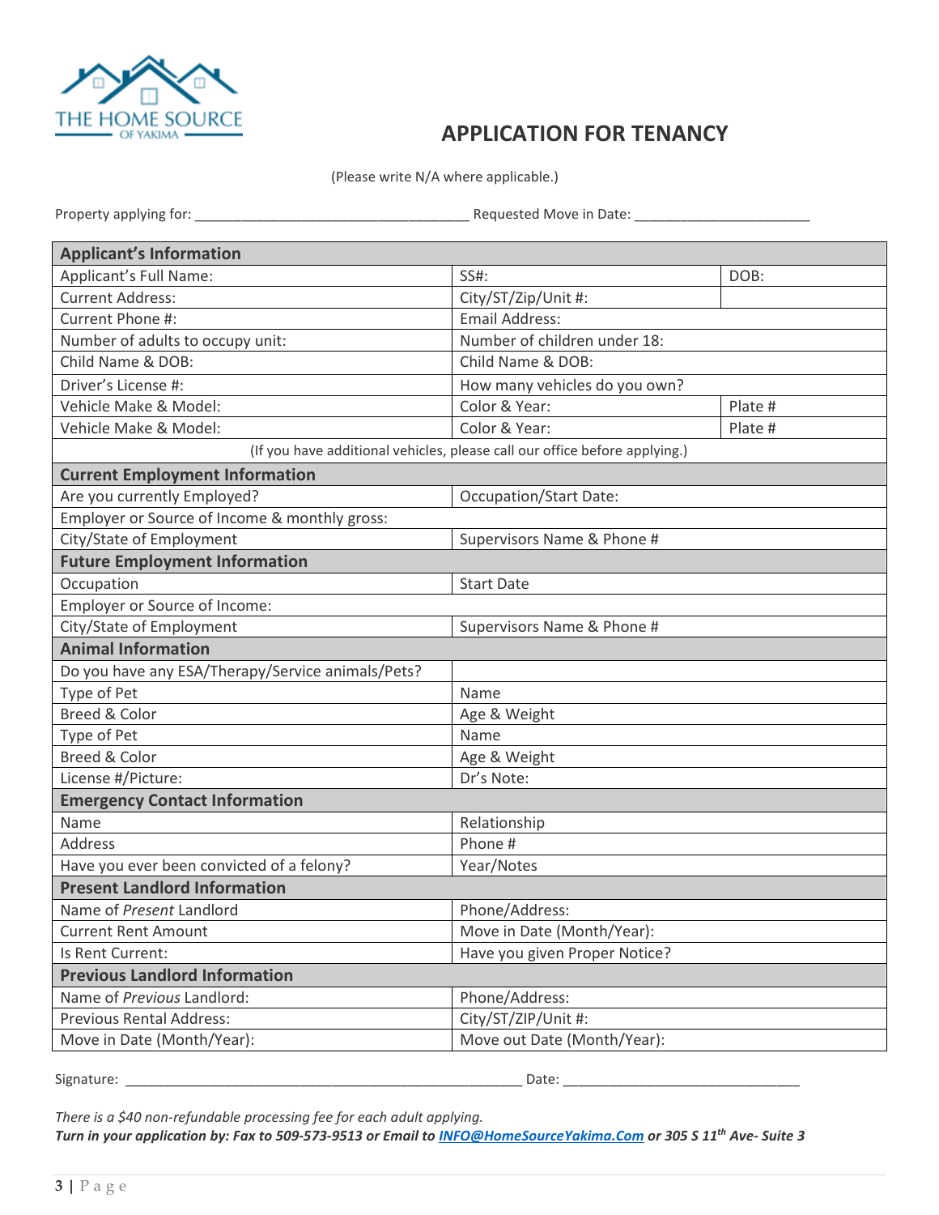THE HOME SOURCE
OF YAKIMA

# APPLICATION FOR TENANCY

(Please write N/A where applicable.)

Property applying for: ___________________________________ Requested Move in Date: ______________________

| | | |
|---|---|---|
| **Applicant's Information** | | |
| Applicant's Full Name: | SS#: | DOB: |
| Current Address: | City/ST/Zip/Unit #: | |
| Current Phone #: | Email Address: | |
| Number of adults to occupy unit: | Number of children under 18: | |
| Child Name & DOB: | Child Name & DOB: | |
| Driver's License #: | How many vehicles do you own? | |
| Vehicle Make & Model: | Color & Year: | Plate # |
| Vehicle Make & Model: | Color & Year: | Plate # |
| (If you have additional vehicles, please call our office before applying.) | | |
| **Current Employment Information** | | |
| Are you currently Employed? | Occupation/Start Date: | |
| Employer or Source of Income & monthly gross: | | |
| City/State of Employment | Supervisors Name & Phone # | |
| **Future Employment Information** | | |
| Occupation | Start Date | |
| Employer or Source of Income: | | |
| City/State of Employment | Supervisors Name & Phone # | |
| **Animal Information** | | |
| Do you have any ESA/Therapy/Service animals/Pets? | | |
| Type of Pet | Name | |
| Breed & Color | Age & Weight | |
| Type of Pet | Name | |
| Breed & Color | Age & Weight | |
| License #/Picture: | Dr's Note: | |
| **Emergency Contact Information** | | |
| Name | Relationship | |
| Address | Phone # | |
| Have you ever been convicted of a felony? | Year/Notes | |
| **Present Landlord Information** | | |
| Name of *Present* Landlord | Phone/Address: | |
| Current Rent Amount | Move in Date (Month/Year): | |
| Is Rent Current: | Have you given Proper Notice? | |
| **Previous Landlord Information** | | |
| Name of *Previous* Landlord: | Phone/Address: | |
| Previous Rental Address: | City/ST/ZIP/Unit #: | |
| Move in Date (Month/Year): | Move out Date (Month/Year): | |

Signature: ____________________________________________________ Date: ______________________________

*There is a $40 non-refundable processing fee for each adult applying.*
***Turn in your application by: Fax to 509-573-9513 or Email to INFO@HomeSourceYakima.Com or 305 S 11th Ave- Suite 3***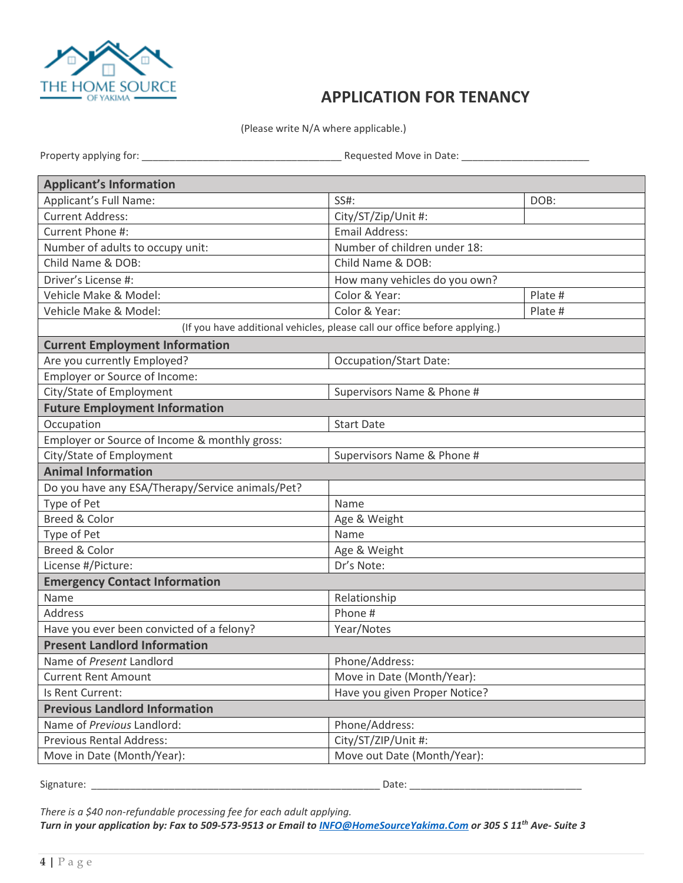THE HOME SOURCE OF YAKIMA

# APPLICATION FOR TENANCY

(Please write N/A where applicable.)

Property applying for: ___________________________________ Requested Move in Date: ______________________

| | | |
|---|---|---|
| **Applicant's Information** | | |
| Applicant's Full Name: | SS#: | DOB: |
| Current Address: | City/ST/Zip/Unit #: | |
| Current Phone #: | Email Address: | |
| Number of adults to occupy unit: | Number of children under 18: | |
| Child Name & DOB: | Child Name & DOB: | |
| Driver's License #: | How many vehicles do you own? | |
| Vehicle Make & Model: | Color & Year: | Plate # |
| Vehicle Make & Model: | Color & Year: | Plate # |
| (If you have additional vehicles, please call our office before applying.) | | |
| **Current Employment Information** | | |
| Are you currently Employed? | Occupation/Start Date: | |
| Employer or Source of Income: | | |
| City/State of Employment | Supervisors Name & Phone # | |
| **Future Employment Information** | | |
| Occupation | Start Date | |
| Employer or Source of Income & monthly gross: | | |
| City/State of Employment | Supervisors Name & Phone # | |
| **Animal Information** | | |
| Do you have any ESA/Therapy/Service animals/Pet? | | |
| Type of Pet | Name | |
| Breed & Color | Age & Weight | |
| Type of Pet | Name | |
| Breed & Color | Age & Weight | |
| License #/Picture: | Dr's Note: | |
| **Emergency Contact Information** | | |
| Name | Relationship | |
| Address | Phone # | |
| Have you ever been convicted of a felony? | Year/Notes | |
| **Present Landlord Information** | | |
| Name of *Present* Landlord | Phone/Address: | |
| Current Rent Amount | Move in Date (Month/Year): | |
| Is Rent Current: | Have you given Proper Notice? | |
| **Previous Landlord Information** | | |
| Name of *Previous* Landlord: | Phone/Address: | |
| Previous Rental Address: | City/ST/ZIP/Unit #: | |
| Move in Date (Month/Year): | Move out Date (Month/Year): | |

Signature: ____________________________________________________ Date: _______________________________

*There is a $40 non-refundable processing fee for each adult applying.*

***Turn in your application by: Fax to 509-573-9513 or Email to INFO@HomeSourceYakima.Com or 305 S 11th Ave- Suite 3***